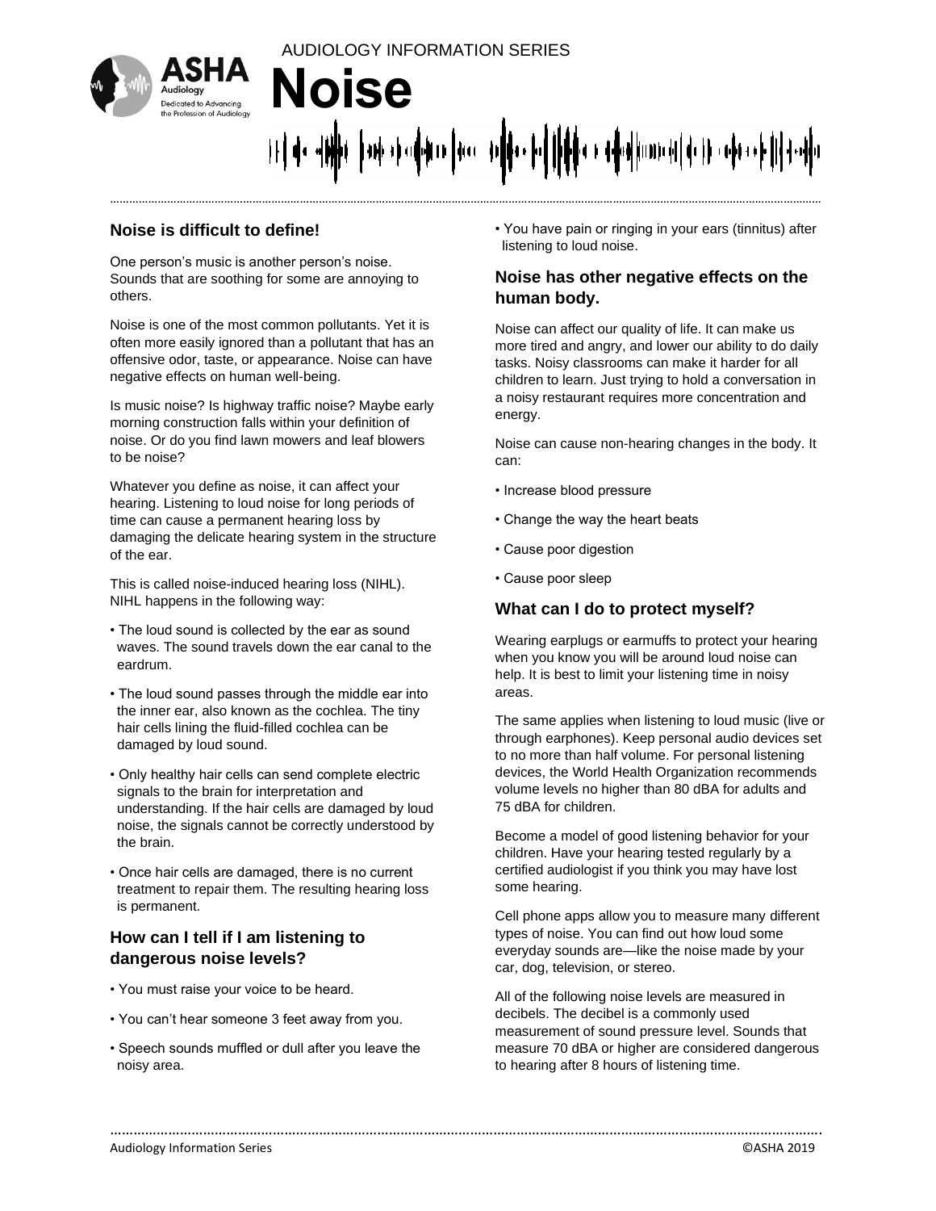AUDIOLOGY INFORMATION SERIES

# Noise

## Noise is difficult to define!

One person's music is another person's noise. Sounds that are soothing for some are annoying to others.

Noise is one of the most common pollutants. Yet it is often more easily ignored than a pollutant that has an offensive odor, taste, or appearance. Noise can have negative effects on human well-being.

Is music noise? Is highway traffic noise? Maybe early morning construction falls within your definition of noise. Or do you find lawn mowers and leaf blowers to be noise?

Whatever you define as noise, it can affect your hearing. Listening to loud noise for long periods of time can cause a permanent hearing loss by damaging the delicate hearing system in the structure of the ear.

This is called noise-induced hearing loss (NIHL). NIHL happens in the following way:

- The loud sound is collected by the ear as sound waves. The sound travels down the ear canal to the eardrum.
- The loud sound passes through the middle ear into the inner ear, also known as the cochlea. The tiny hair cells lining the fluid-filled cochlea can be damaged by loud sound.
- Only healthy hair cells can send complete electric signals to the brain for interpretation and understanding. If the hair cells are damaged by loud noise, the signals cannot be correctly understood by the brain.
- Once hair cells are damaged, there is no current treatment to repair them. The resulting hearing loss is permanent.

## How can I tell if I am listening to dangerous noise levels?

- You must raise your voice to be heard.
- You can't hear someone 3 feet away from you.
- Speech sounds muffled or dull after you leave the noisy area.
- You have pain or ringing in your ears (tinnitus) after listening to loud noise.

## Noise has other negative effects on the human body.

Noise can affect our quality of life. It can make us more tired and angry, and lower our ability to do daily tasks. Noisy classrooms can make it harder for all children to learn. Just trying to hold a conversation in a noisy restaurant requires more concentration and energy.

Noise can cause non-hearing changes in the body. It can:

- Increase blood pressure
- Change the way the heart beats
- Cause poor digestion
- Cause poor sleep

## What can I do to protect myself?

Wearing earplugs or earmuffs to protect your hearing when you know you will be around loud noise can help. It is best to limit your listening time in noisy areas.

The same applies when listening to loud music (live or through earphones). Keep personal audio devices set to no more than half volume. For personal listening devices, the World Health Organization recommends volume levels no higher than 80 dBA for adults and 75 dBA for children.

Become a model of good listening behavior for your children. Have your hearing tested regularly by a certified audiologist if you think you may have lost some hearing.

Cell phone apps allow you to measure many different types of noise. You can find out how loud some everyday sounds are—like the noise made by your car, dog, television, or stereo.

All of the following noise levels are measured in decibels. The decibel is a commonly used measurement of sound pressure level. Sounds that measure 70 dBA or higher are considered dangerous to hearing after 8 hours of listening time.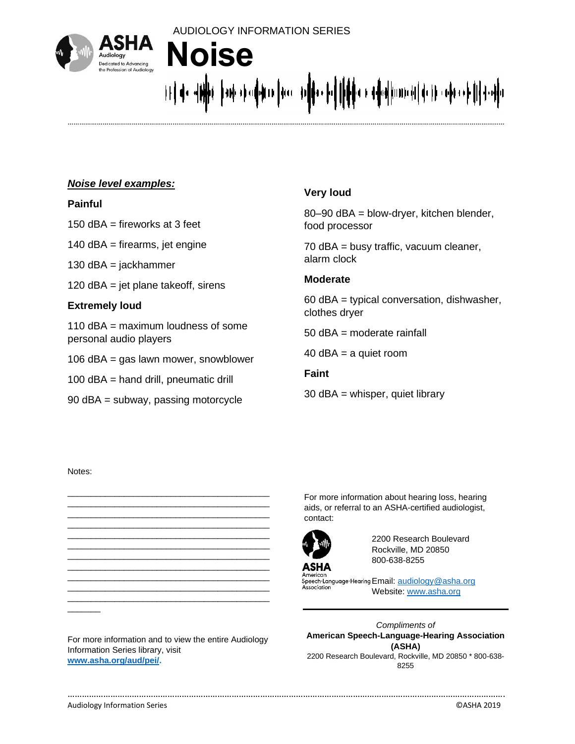# Noise

***Noise level examples:***

**Painful**

150 dBA = fireworks at 3 feet

140 dBA = firearms, jet engine

130 dBA = jackhammer

120 dBA = jet plane takeoff, sirens

**Extremely loud**

110 dBA = maximum loudness of some personal audio players

106 dBA = gas lawn mower, snowblower

100 dBA = hand drill, pneumatic drill

90 dBA = subway, passing motorcycle

**Very loud**

80–90 dBA = blow-dryer, kitchen blender, food processor

70 dBA = busy traffic, vacuum cleaner, alarm clock

**Moderate**

60 dBA = typical conversation, dishwasher, clothes dryer

50 dBA = moderate rainfall

40 dBA = a quiet room

**Faint**

30 dBA = whisper, quiet library

Notes:

For more information about hearing loss, hearing aids, or referral to an ASHA-certified audiologist, contact:

ASHA
American Speech-Language-Hearing Association

2200 Research Boulevard
Rockville, MD 20850
800-638-8255
Email: audiology@asha.org
Website: www.asha.org

For more information and to view the entire Audiology Information Series library, visit **www.asha.org/aud/pei/.**

*Compliments of*
**American Speech-Language-Hearing Association (ASHA)**
2200 Research Boulevard, Rockville, MD 20850 * 800-638-8255